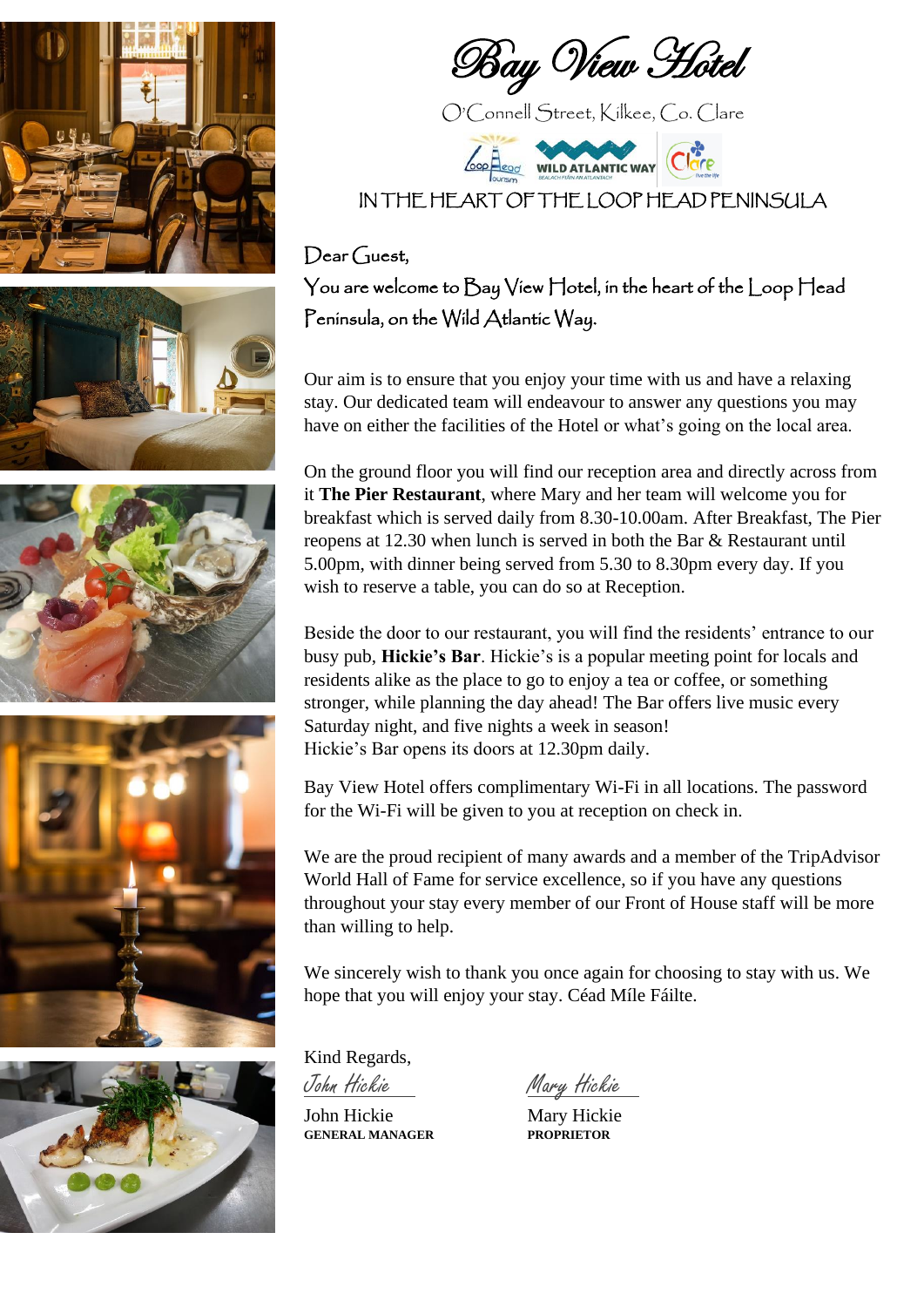# Bay View Hotel

O'Connell Street, Kilkee, Co. Clare

IN THE HEART OF THE LOOP HEAD PENINSULA

Dear Guest,

You are welcome to Bay View Hotel, in the heart of the Loop Head Peninsula, on the Wild Atlantic Way.

Our aim is to ensure that you enjoy your time with us and have a relaxing stay. Our dedicated team will endeavour to answer any questions you may have on either the facilities of the Hotel or what's going on the local area.

On the ground floor you will find our reception area and directly across from it **The Pier Restaurant**, where Mary and her team will welcome you for breakfast which is served daily from 8.30-10.00am. After Breakfast, The Pier reopens at 12.30 when lunch is served in both the Bar & Restaurant until 5.00pm, with dinner being served from 5.30 to 8.30pm every day. If you wish to reserve a table, you can do so at Reception.

Beside the door to our restaurant, you will find the residents' entrance to our busy pub, **Hickie's Bar**. Hickie's is a popular meeting point for locals and residents alike as the place to go to enjoy a tea or coffee, or something stronger, while planning the day ahead! The Bar offers live music every Saturday night, and five nights a week in season!
Hickie's Bar opens its doors at 12.30pm daily.

Bay View Hotel offers complimentary Wi-Fi in all locations. The password for the Wi-Fi will be given to you at reception on check in.

We are the proud recipient of many awards and a member of the TripAdvisor World Hall of Fame for service excellence, so if you have any questions throughout your stay every member of our Front of House staff will be more than willing to help.

We sincerely wish to thank you once again for choosing to stay with us. We hope that you will enjoy your stay. Céad Míle Fáilte.

Kind Regards,

*John Hickie*
John Hickie
**GENERAL MANAGER**

*Mary Hickie*
Mary Hickie
**PROPRIETOR**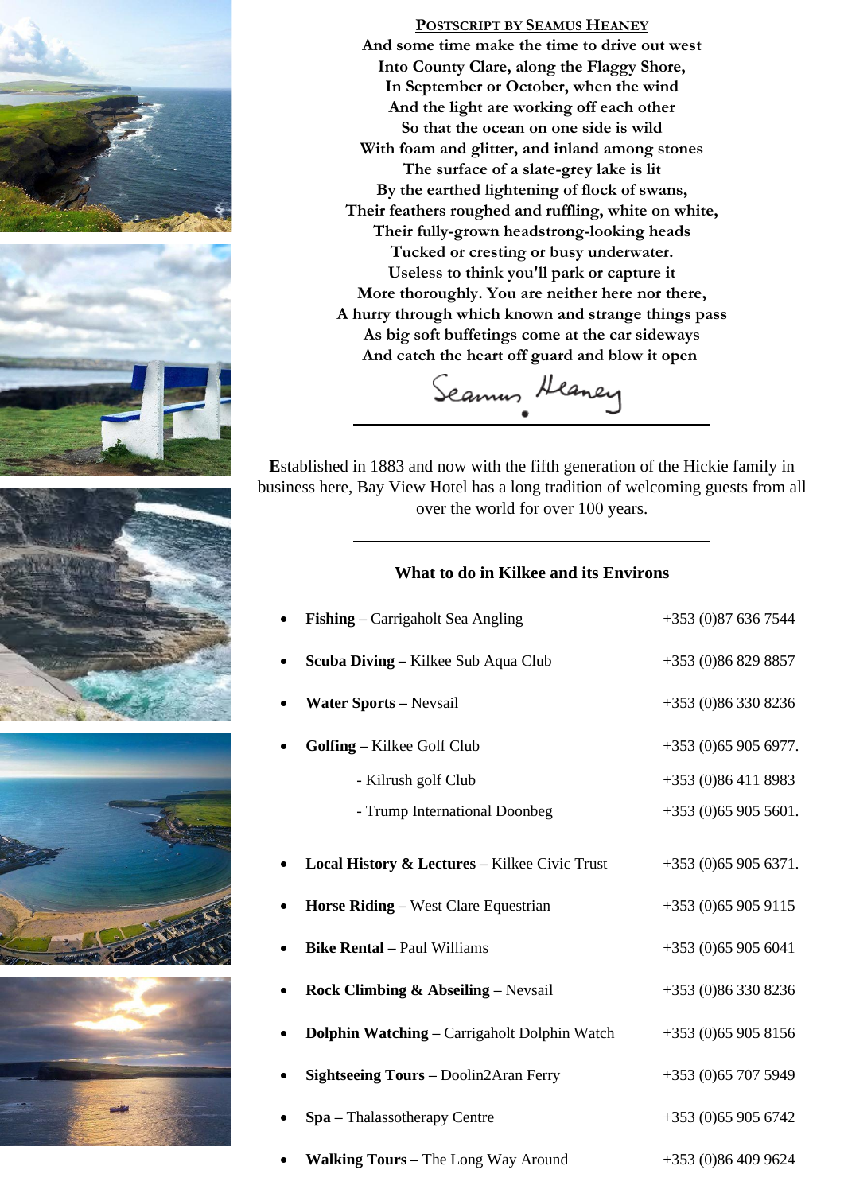## Postscript by Seamus Heaney

And some time make the time to drive out west
Into County Clare, along the Flaggy Shore,
In September or October, when the wind
And the light are working off each other
So that the ocean on one side is wild
With foam and glitter, and inland among stones
The surface of a slate-grey lake is lit
By the earthed lightening of flock of swans,
Their feathers roughed and ruffling, white on white,
Their fully-grown headstrong-looking heads
Tucked or cresting or busy underwater.
Useless to think you'll park or capture it
More thoroughly. You are neither here nor there,
A hurry through which known and strange things pass
As big soft buffetings come at the car sideways
And catch the heart off guard and blow it open

Seamus Heaney

---

Established in 1883 and now with the fifth generation of the Hickie family in business here, Bay View Hotel has a long tradition of welcoming guests from all over the world for over 100 years.

---

### What to do in Kilkee and its Environs

- **Fishing** – Carrigaholt Sea Angling +353 (0)87 636 7544
- **Scuba Diving** – Kilkee Sub Aqua Club +353 (0)86 829 8857
- **Water Sports** – Nevsail +353 (0)86 330 8236
- **Golfing** – Kilkee Golf Club +353 (0)65 905 6977.
  - Kilrush golf Club +353 (0)86 411 8983
  - Trump International Doonbeg +353 (0)65 905 5601.
- **Local History & Lectures** – Kilkee Civic Trust +353 (0)65 905 6371.
- **Horse Riding** – West Clare Equestrian +353 (0)65 905 9115
- **Bike Rental** – Paul Williams +353 (0)65 905 6041
- **Rock Climbing & Abseiling** – Nevsail +353 (0)86 330 8236
- **Dolphin Watching** – Carrigaholt Dolphin Watch +353 (0)65 905 8156
- **Sightseeing Tours** – Doolin2Aran Ferry +353 (0)65 707 5949
- **Spa** – Thalassotherapy Centre +353 (0)65 905 6742
- **Walking Tours** – The Long Way Around +353 (0)86 409 9624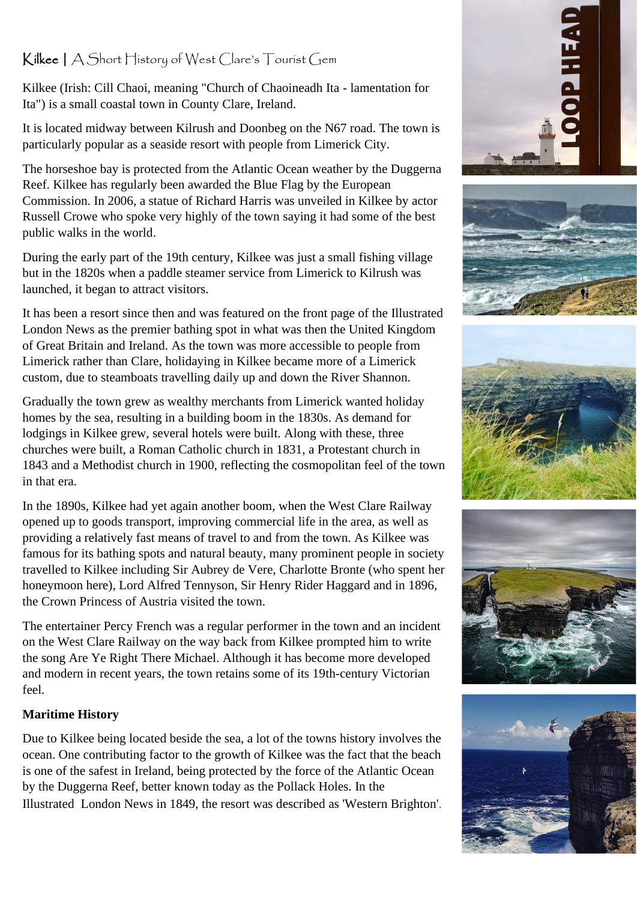## Kilkee | A Short History of West Clare's Tourist Gem

Kilkee (Irish: Cill Chaoi, meaning "Church of Chaoineadh Ita - lamentation for Ita") is a small coastal town in County Clare, Ireland.

It is located midway between Kilrush and Doonbeg on the N67 road. The town is particularly popular as a seaside resort with people from Limerick City.

The horseshoe bay is protected from the Atlantic Ocean weather by the Duggerna Reef. Kilkee has regularly been awarded the Blue Flag by the European Commission. In 2006, a statue of Richard Harris was unveiled in Kilkee by actor Russell Crowe who spoke very highly of the town saying it had some of the best public walks in the world.

During the early part of the 19th century, Kilkee was just a small fishing village but in the 1820s when a paddle steamer service from Limerick to Kilrush was launched, it began to attract visitors.

It has been a resort since then and was featured on the front page of the Illustrated London News as the premier bathing spot in what was then the United Kingdom of Great Britain and Ireland. As the town was more accessible to people from Limerick rather than Clare, holidaying in Kilkee became more of a Limerick custom, due to steamboats travelling daily up and down the River Shannon.

Gradually the town grew as wealthy merchants from Limerick wanted holiday homes by the sea, resulting in a building boom in the 1830s. As demand for lodgings in Kilkee grew, several hotels were built. Along with these, three churches were built, a Roman Catholic church in 1831, a Protestant church in 1843 and a Methodist church in 1900, reflecting the cosmopolitan feel of the town in that era.

In the 1890s, Kilkee had yet again another boom, when the West Clare Railway opened up to goods transport, improving commercial life in the area, as well as providing a relatively fast means of travel to and from the town. As Kilkee was famous for its bathing spots and natural beauty, many prominent people in society travelled to Kilkee including Sir Aubrey de Vere, Charlotte Bronte (who spent her honeymoon here), Lord Alfred Tennyson, Sir Henry Rider Haggard and in 1896, the Crown Princess of Austria visited the town.

The entertainer Percy French was a regular performer in the town and an incident on the West Clare Railway on the way back from Kilkee prompted him to write the song Are Ye Right There Michael. Although it has become more developed and modern in recent years, the town retains some of its 19th-century Victorian feel.

**Maritime History**

Due to Kilkee being located beside the sea, a lot of the towns history involves the ocean. One contributing factor to the growth of Kilkee was the fact that the beach is one of the safest in Ireland, being protected by the force of the Atlantic Ocean by the Duggerna Reef, better known today as the Pollack Holes. In the Illustrated London News in 1849, the resort was described as 'Western Brighton'.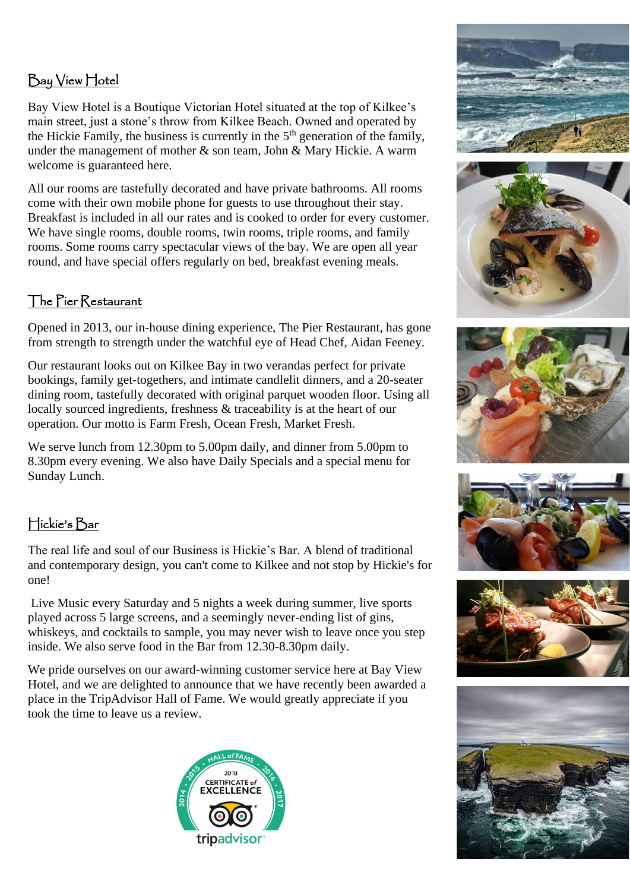## Bay View Hotel

Bay View Hotel is a Boutique Victorian Hotel situated at the top of Kilkee's main street, just a stone's throw from Kilkee Beach. Owned and operated by the Hickie Family, the business is currently in the 5th generation of the family, under the management of mother & son team, John & Mary Hickie. A warm welcome is guaranteed here.

All our rooms are tastefully decorated and have private bathrooms. All rooms come with their own mobile phone for guests to use throughout their stay. Breakfast is included in all our rates and is cooked to order for every customer. We have single rooms, double rooms, twin rooms, triple rooms, and family rooms. Some rooms carry spectacular views of the bay. We are open all year round, and have special offers regularly on bed, breakfast evening meals.

## The Pier Restaurant

Opened in 2013, our in-house dining experience, The Pier Restaurant, has gone from strength to strength under the watchful eye of Head Chef, Aidan Feeney.

Our restaurant looks out on Kilkee Bay in two verandas perfect for private bookings, family get-togethers, and intimate candlelit dinners, and a 20-seater dining room, tastefully decorated with original parquet wooden floor. Using all locally sourced ingredients, freshness & traceability is at the heart of our operation. Our motto is Farm Fresh, Ocean Fresh, Market Fresh.

We serve lunch from 12.30pm to 5.00pm daily, and dinner from 5.00pm to 8.30pm every evening. We also have Daily Specials and a special menu for Sunday Lunch.

## Hickie's Bar

The real life and soul of our Business is Hickie's Bar. A blend of traditional and contemporary design, you can't come to Kilkee and not stop by Hickie's for one!

Live Music every Saturday and 5 nights a week during summer, live sports played across 5 large screens, and a seemingly never-ending list of gins, whiskeys, and cocktails to sample, you may never wish to leave once you step inside. We also serve food in the Bar from 12.30-8.30pm daily.

We pride ourselves on our award-winning customer service here at Bay View Hotel, and we are delighted to announce that we have recently been awarded a place in the TripAdvisor Hall of Fame. We would greatly appreciate if you took the time to leave us a review.

HALL of FAME · 2014 · 2015 · 2016 · 2017
2018 CERTIFICATE of EXCELLENCE
tripadvisor